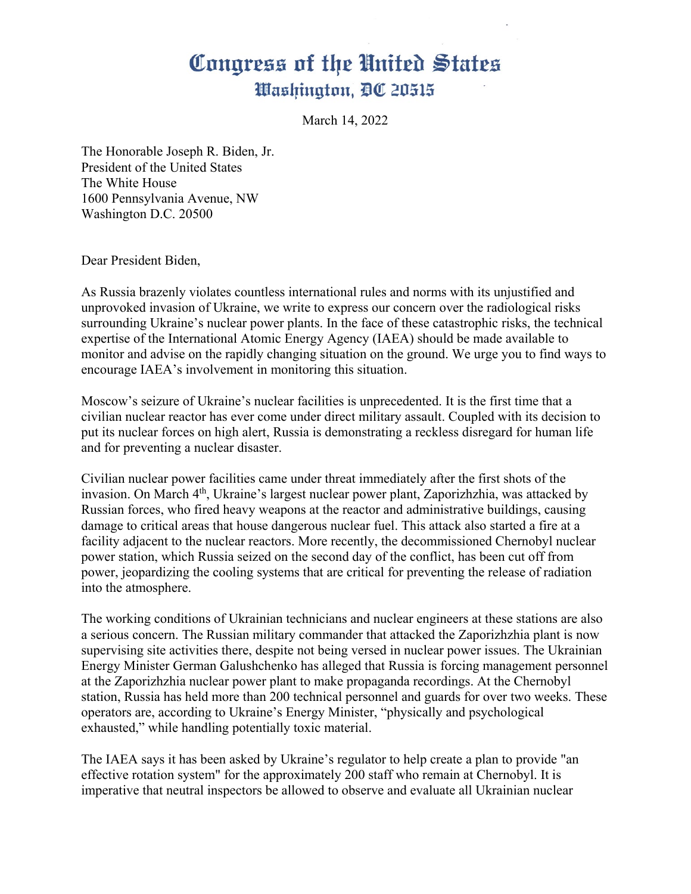# Congress of the United States
## Washington, DC 20515

March 14, 2022

The Honorable Joseph R. Biden, Jr.
President of the United States
The White House
1600 Pennsylvania Avenue, NW
Washington D.C. 20500

Dear President Biden,

As Russia brazenly violates countless international rules and norms with its unjustified and unprovoked invasion of Ukraine, we write to express our concern over the radiological risks surrounding Ukraine's nuclear power plants. In the face of these catastrophic risks, the technical expertise of the International Atomic Energy Agency (IAEA) should be made available to monitor and advise on the rapidly changing situation on the ground. We urge you to find ways to encourage IAEA's involvement in monitoring this situation.

Moscow's seizure of Ukraine's nuclear facilities is unprecedented. It is the first time that a civilian nuclear reactor has ever come under direct military assault. Coupled with its decision to put its nuclear forces on high alert, Russia is demonstrating a reckless disregard for human life and for preventing a nuclear disaster.

Civilian nuclear power facilities came under threat immediately after the first shots of the invasion. On March 4th, Ukraine's largest nuclear power plant, Zaporizhzhia, was attacked by Russian forces, who fired heavy weapons at the reactor and administrative buildings, causing damage to critical areas that house dangerous nuclear fuel. This attack also started a fire at a facility adjacent to the nuclear reactors. More recently, the decommissioned Chernobyl nuclear power station, which Russia seized on the second day of the conflict, has been cut off from power, jeopardizing the cooling systems that are critical for preventing the release of radiation into the atmosphere.

The working conditions of Ukrainian technicians and nuclear engineers at these stations are also a serious concern. The Russian military commander that attacked the Zaporizhzhia plant is now supervising site activities there, despite not being versed in nuclear power issues. The Ukrainian Energy Minister German Galushchenko has alleged that Russia is forcing management personnel at the Zaporizhzhia nuclear power plant to make propaganda recordings. At the Chernobyl station, Russia has held more than 200 technical personnel and guards for over two weeks. These operators are, according to Ukraine's Energy Minister, "physically and psychological exhausted," while handling potentially toxic material.

The IAEA says it has been asked by Ukraine's regulator to help create a plan to provide "an effective rotation system" for the approximately 200 staff who remain at Chernobyl. It is imperative that neutral inspectors be allowed to observe and evaluate all Ukrainian nuclear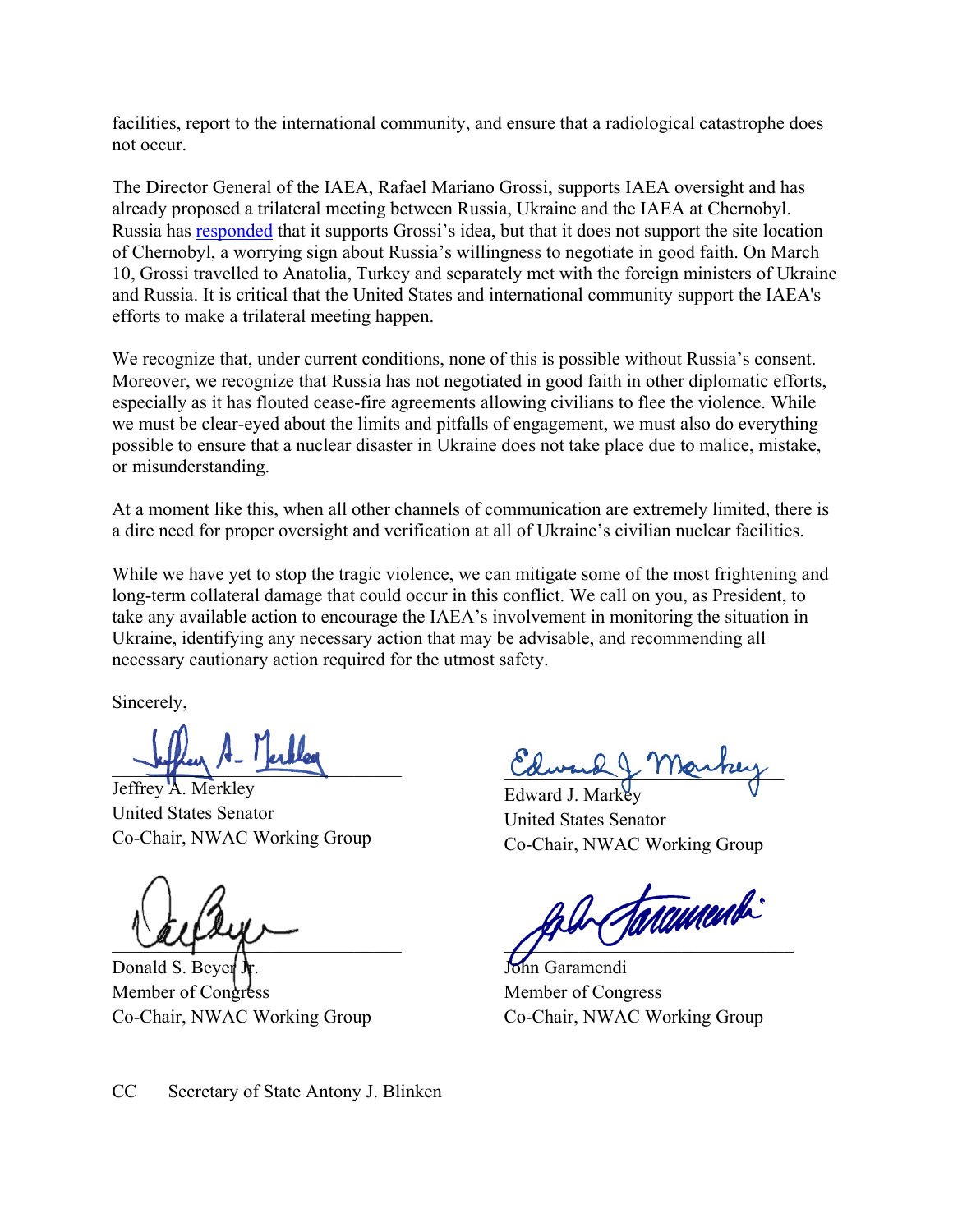facilities, report to the international community, and ensure that a radiological catastrophe does not occur.

The Director General of the IAEA, Rafael Mariano Grossi, supports IAEA oversight and has already proposed a trilateral meeting between Russia, Ukraine and the IAEA at Chernobyl. Russia has responded that it supports Grossi's idea, but that it does not support the site location of Chernobyl, a worrying sign about Russia's willingness to negotiate in good faith. On March 10, Grossi travelled to Anatolia, Turkey and separately met with the foreign ministers of Ukraine and Russia. It is critical that the United States and international community support the IAEA's efforts to make a trilateral meeting happen.

We recognize that, under current conditions, none of this is possible without Russia's consent. Moreover, we recognize that Russia has not negotiated in good faith in other diplomatic efforts, especially as it has flouted cease-fire agreements allowing civilians to flee the violence. While we must be clear-eyed about the limits and pitfalls of engagement, we must also do everything possible to ensure that a nuclear disaster in Ukraine does not take place due to malice, mistake, or misunderstanding.

At a moment like this, when all other channels of communication are extremely limited, there is a dire need for proper oversight and verification at all of Ukraine's civilian nuclear facilities.

While we have yet to stop the tragic violence, we can mitigate some of the most frightening and long-term collateral damage that could occur in this conflict. We call on you, as President, to take any available action to encourage the IAEA's involvement in monitoring the situation in Ukraine, identifying any necessary action that may be advisable, and recommending all necessary cautionary action required for the utmost safety.

Sincerely,

Jeffrey A. Merkley
United States Senator
Co-Chair, NWAC Working Group

Edward J. Markey
United States Senator
Co-Chair, NWAC Working Group

Donald S. Beyer Jr.
Member of Congress
Co-Chair, NWAC Working Group

John Garamendi
Member of Congress
Co-Chair, NWAC Working Group

CC Secretary of State Antony J. Blinken